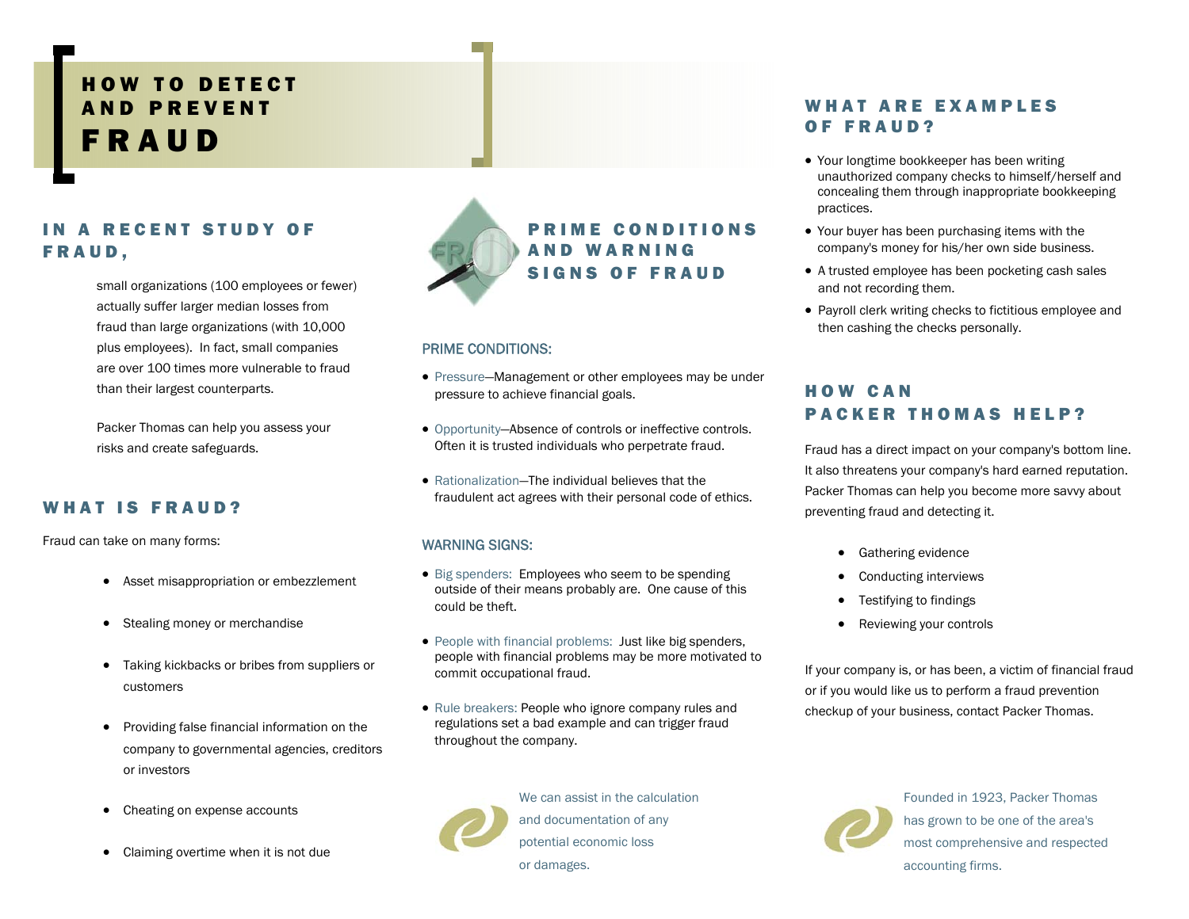# HOW TO DETECT AND PREVENT FRAUD

## IN A RECENT STUDY OF FRAUD,

small organizations (100 employees or fewer) actually suffer larger median losses from fraud than large organizations (with 10,000 plus employees). In fact, small companies are over 100 times more vulnerable to fraud than their largest counterparts.

Packer Thomas can help you assess your risks and create safeguards.

## WHAT IS FRAUD?

Fraud can take on many forms:

- Asset misappropriation or embezzlement
- Stealing money or merchandise
- Taking kickbacks or bribes from suppliers or customers
- Providing false financial information on the company to governmental agencies, creditors or investors
- Cheating on expense accounts
- Claiming overtime when it is not due

## PRIME CONDITIONS AND WARNING SIGNS OF FRAUD

### PRIME CONDITIONS:

- Pressure—Management or other employees may be under pressure to achieve financial goals.
- Opportunity—Absence of controls or ineffective controls. Often it is trusted individuals who perpetrate fraud.
- Rationalization—The individual believes that the fraudulent act agrees with their personal code of ethics.

### WARNING SIGNS:

- Big spenders: Employees who seem to be spending outside of their means probably are. One cause of this could be theft.
- People with financial problems: Just like big spenders, people with financial problems may be more motivated to commit occupational fraud.
- Rule breakers: People who ignore company rules and regulations set a bad example and can trigger fraud throughout the company.

We can assist in the calculation and documentation of any potential economic loss or damages.

## WHAT ARE EXAMPLES OF FRAUD?

- Your longtime bookkeeper has been writing unauthorized company checks to himself/herself and concealing them through inappropriate bookkeeping practices.
- Your buyer has been purchasing items with the company's money for his/her own side business.
- A trusted employee has been pocketing cash sales and not recording them.
- Payroll clerk writing checks to fictitious employee and then cashing the checks personally.

## HOW CAN PACKER THOMAS HELP?

Fraud has a direct impact on your company's bottom line. It also threatens your company's hard earned reputation. Packer Thomas can help you become more savvy about preventing fraud and detecting it.

- Gathering evidence
- Conducting interviews
- Testifying to findings
- Reviewing your controls

If your company is, or has been, a victim of financial fraud or if you would like us to perform a fraud prevention checkup of your business, contact Packer Thomas.

Founded in 1923, Packer Thomas has grown to be one of the area's most comprehensive and respected accounting firms.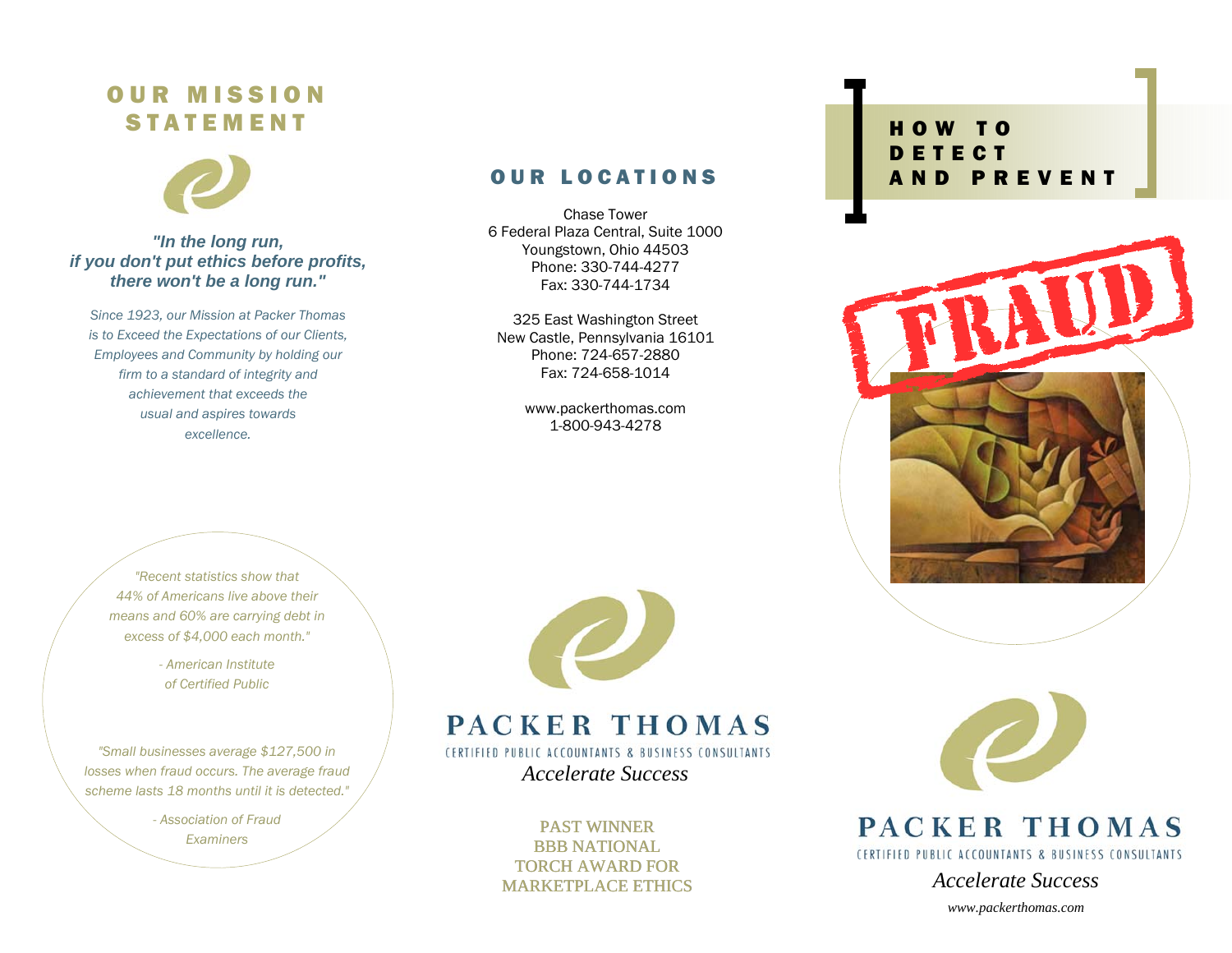## OUR MISSION STATEMENT

***"In the long run, if you don't put ethics before profits, there won't be a long run."***

*Since 1923, our Mission at Packer Thomas is to Exceed the Expectations of our Clients, Employees and Community by holding our firm to a standard of integrity and achievement that exceeds the usual and aspires towards excellence.*

*"Recent statistics show that 44% of Americans live above their means and 60% are carrying debt in excess of $4,000 each month."*

*- American Institute of Certified Public*

*"Small businesses average $127,500 in losses when fraud occurs. The average fraud scheme lasts 18 months until it is detected."*

*- Association of Fraud Examiners*

## OUR LOCATIONS

Chase Tower
6 Federal Plaza Central, Suite 1000
Youngstown, Ohio 44503
Phone: 330-744-4277
Fax: 330-744-1734

325 East Washington Street
New Castle, Pennsylvania 16101
Phone: 724-657-2880
Fax: 724-658-1014

www.packerthomas.com
1-800-943-4278

PACKER THOMAS
CERTIFIED PUBLIC ACCOUNTANTS & BUSINESS CONSULTANTS
*Accelerate Success*

PAST WINNER
BBB NATIONAL
TORCH AWARD FOR
MARKETPLACE ETHICS

# HOW TO DETECT AND PREVENT

# FRAUD

PACKER THOMAS
CERTIFIED PUBLIC ACCOUNTANTS & BUSINESS CONSULTANTS
*Accelerate Success*
*www.packerthomas.com*